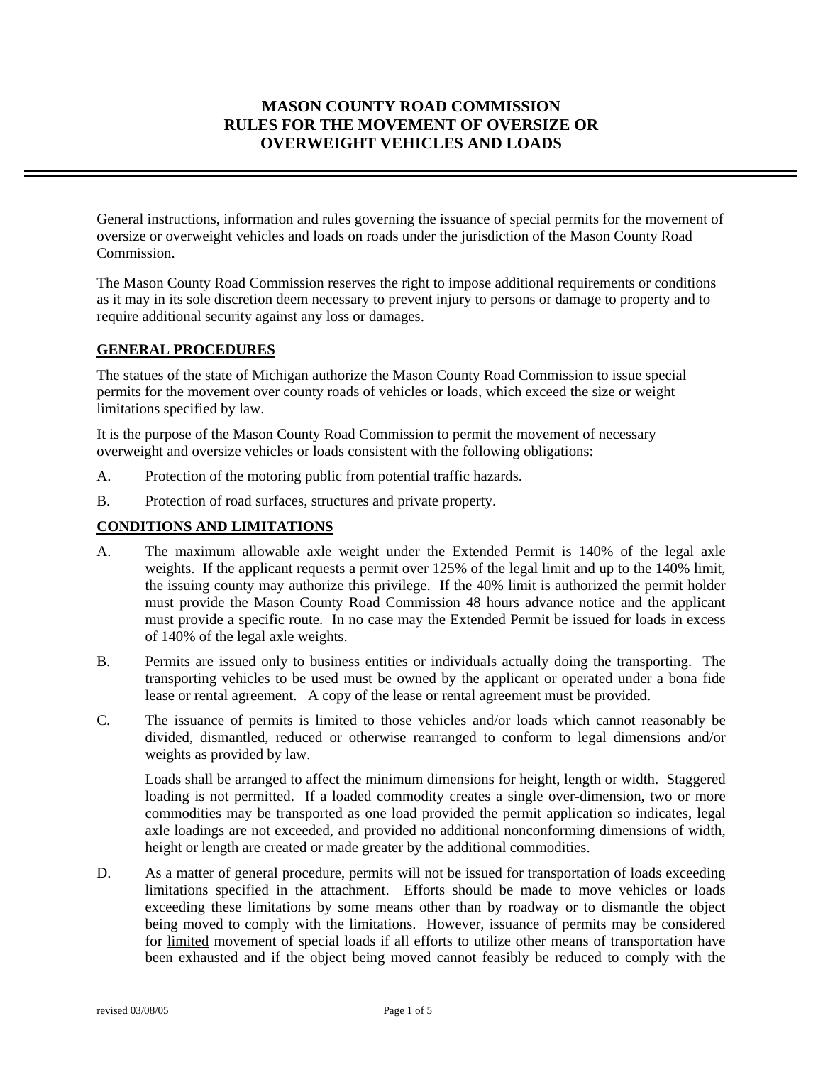# MASON COUNTY ROAD COMMISSION
# RULES FOR THE MOVEMENT OF OVERSIZE OR OVERWEIGHT VEHICLES AND LOADS

General instructions, information and rules governing the issuance of special permits for the movement of oversize or overweight vehicles and loads on roads under the jurisdiction of the Mason County Road Commission.

The Mason County Road Commission reserves the right to impose additional requirements or conditions as it may in its sole discretion deem necessary to prevent injury to persons or damage to property and to require additional security against any loss or damages.

## GENERAL PROCEDURES

The statues of the state of Michigan authorize the Mason County Road Commission to issue special permits for the movement over county roads of vehicles or loads, which exceed the size or weight limitations specified by law.

It is the purpose of the Mason County Road Commission to permit the movement of necessary overweight and oversize vehicles or loads consistent with the following obligations:

A. Protection of the motoring public from potential traffic hazards.

B. Protection of road surfaces, structures and private property.

## CONDITIONS AND LIMITATIONS

A. The maximum allowable axle weight under the Extended Permit is 140% of the legal axle weights. If the applicant requests a permit over 125% of the legal limit and up to the 140% limit, the issuing county may authorize this privilege. If the 40% limit is authorized the permit holder must provide the Mason County Road Commission 48 hours advance notice and the applicant must provide a specific route. In no case may the Extended Permit be issued for loads in excess of 140% of the legal axle weights.

B. Permits are issued only to business entities or individuals actually doing the transporting. The transporting vehicles to be used must be owned by the applicant or operated under a bona fide lease or rental agreement. A copy of the lease or rental agreement must be provided.

C. The issuance of permits is limited to those vehicles and/or loads which cannot reasonably be divided, dismantled, reduced or otherwise rearranged to conform to legal dimensions and/or weights as provided by law.

   Loads shall be arranged to affect the minimum dimensions for height, length or width. Staggered loading is not permitted. If a loaded commodity creates a single over-dimension, two or more commodities may be transported as one load provided the permit application so indicates, legal axle loadings are not exceeded, and provided no additional nonconforming dimensions of width, height or length are created or made greater by the additional commodities.

D. As a matter of general procedure, permits will not be issued for transportation of loads exceeding limitations specified in the attachment. Efforts should be made to move vehicles or loads exceeding these limitations by some means other than by roadway or to dismantle the object being moved to comply with the limitations. However, issuance of permits may be considered for limited movement of special loads if all efforts to utilize other means of transportation have been exhausted and if the object being moved cannot feasibly be reduced to comply with the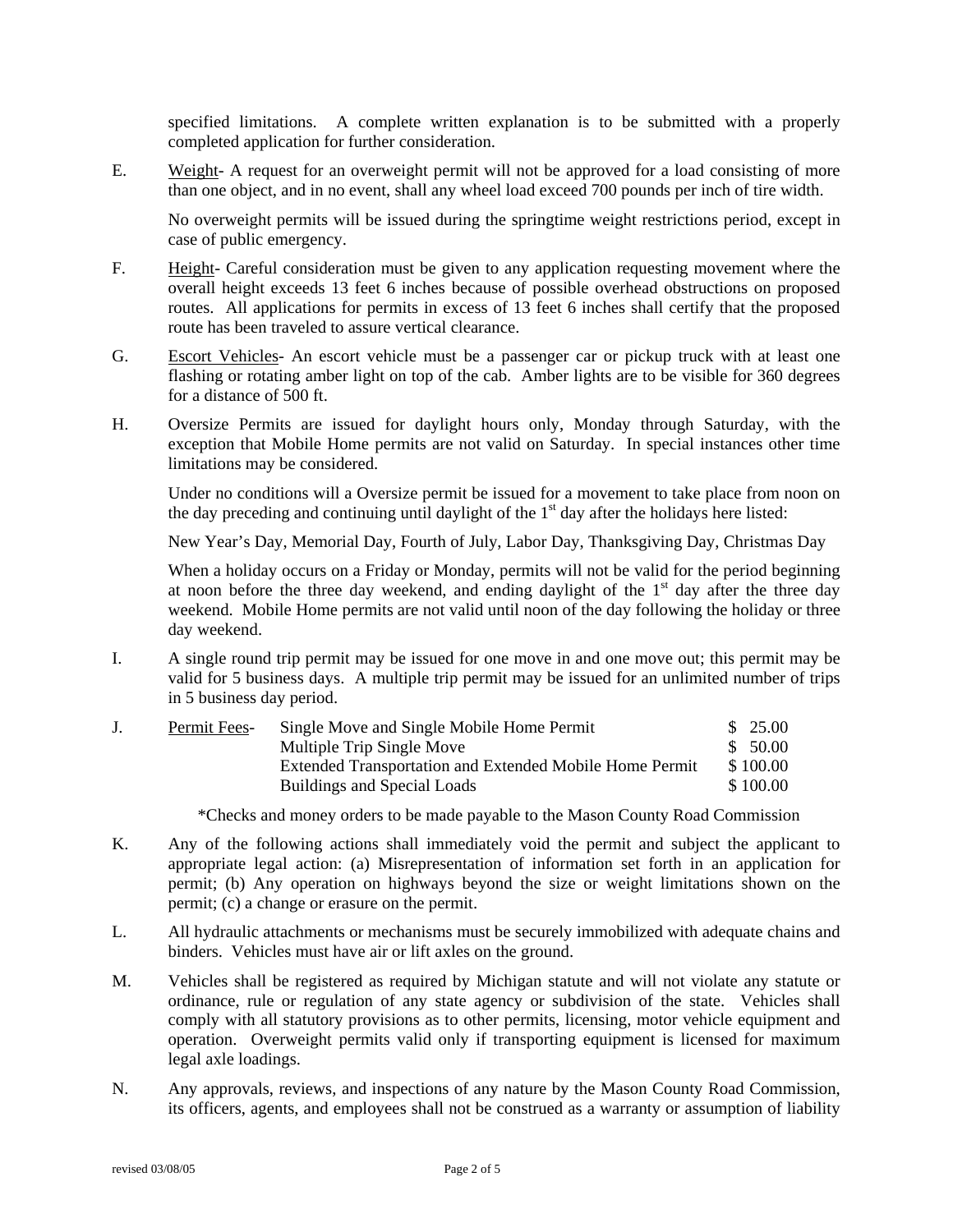specified limitations. A complete written explanation is to be submitted with a properly completed application for further consideration.

E. <u>Weight</u>- A request for an overweight permit will not be approved for a load consisting of more than one object, and in no event, shall any wheel load exceed 700 pounds per inch of tire width.

   No overweight permits will be issued during the springtime weight restrictions period, except in case of public emergency.

F. <u>Height</u>- Careful consideration must be given to any application requesting movement where the overall height exceeds 13 feet 6 inches because of possible overhead obstructions on proposed routes. All applications for permits in excess of 13 feet 6 inches shall certify that the proposed route has been traveled to assure vertical clearance.

G. <u>Escort Vehicles</u>- An escort vehicle must be a passenger car or pickup truck with at least one flashing or rotating amber light on top of the cab. Amber lights are to be visible for 360 degrees for a distance of 500 ft.

H. Oversize Permits are issued for daylight hours only, Monday through Saturday, with the exception that Mobile Home permits are not valid on Saturday. In special instances other time limitations may be considered.

   Under no conditions will a Oversize permit be issued for a movement to take place from noon on the day preceding and continuing until daylight of the 1st day after the holidays here listed:

   New Year's Day, Memorial Day, Fourth of July, Labor Day, Thanksgiving Day, Christmas Day

   When a holiday occurs on a Friday or Monday, permits will not be valid for the period beginning at noon before the three day weekend, and ending daylight of the 1st day after the three day weekend. Mobile Home permits are not valid until noon of the day following the holiday or three day weekend.

I. A single round trip permit may be issued for one move in and one move out; this permit may be valid for 5 business days. A multiple trip permit may be issued for an unlimited number of trips in 5 business day period.

J. <u>Permit Fees</u>-

| | |
|---|---|
| Single Move and Single Mobile Home Permit | $ 25.00 |
| Multiple Trip Single Move | $ 50.00 |
| Extended Transportation and Extended Mobile Home Permit | $ 100.00 |
| Buildings and Special Loads | $ 100.00 |

   *Checks and money orders to be made payable to the Mason County Road Commission

K. Any of the following actions shall immediately void the permit and subject the applicant to appropriate legal action: (a) Misrepresentation of information set forth in an application for permit; (b) Any operation on highways beyond the size or weight limitations shown on the permit; (c) a change or erasure on the permit.

L. All hydraulic attachments or mechanisms must be securely immobilized with adequate chains and binders. Vehicles must have air or lift axles on the ground.

M. Vehicles shall be registered as required by Michigan statute and will not violate any statute or ordinance, rule or regulation of any state agency or subdivision of the state. Vehicles shall comply with all statutory provisions as to other permits, licensing, motor vehicle equipment and operation. Overweight permits valid only if transporting equipment is licensed for maximum legal axle loadings.

N. Any approvals, reviews, and inspections of any nature by the Mason County Road Commission, its officers, agents, and employees shall not be construed as a warranty or assumption of liability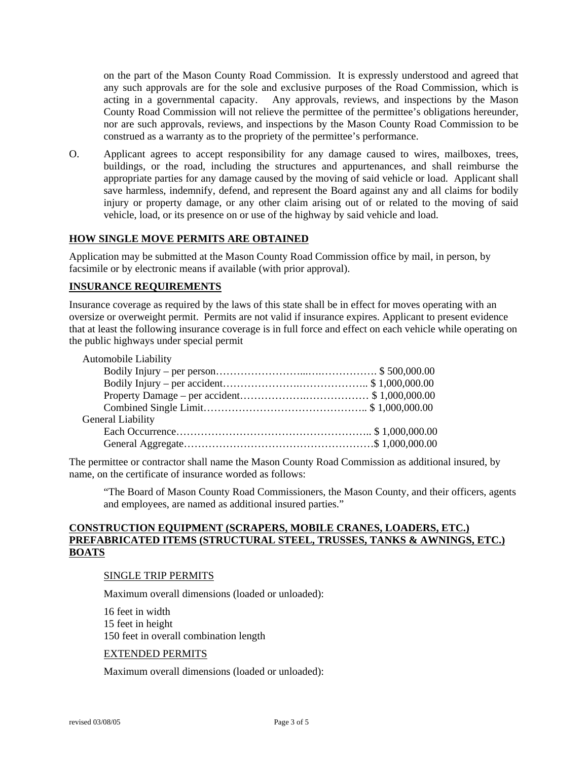on the part of the Mason County Road Commission. It is expressly understood and agreed that any such approvals are for the sole and exclusive purposes of the Road Commission, which is acting in a governmental capacity. Any approvals, reviews, and inspections by the Mason County Road Commission will not relieve the permittee of the permittee's obligations hereunder, nor are such approvals, reviews, and inspections by the Mason County Road Commission to be construed as a warranty as to the propriety of the permittee's performance.

O. Applicant agrees to accept responsibility for any damage caused to wires, mailboxes, trees, buildings, or the road, including the structures and appurtenances, and shall reimburse the appropriate parties for any damage caused by the moving of said vehicle or load. Applicant shall save harmless, indemnify, defend, and represent the Board against any and all claims for bodily injury or property damage, or any other claim arising out of or related to the moving of said vehicle, load, or its presence on or use of the highway by said vehicle and load.

## HOW SINGLE MOVE PERMITS ARE OBTAINED

Application may be submitted at the Mason County Road Commission office by mail, in person, by facsimile or by electronic means if available (with prior approval).

## INSURANCE REQUIREMENTS

Insurance coverage as required by the laws of this state shall be in effect for moves operating with an oversize or overweight permit. Permits are not valid if insurance expires. Applicant to present evidence that at least the following insurance coverage is in full force and effect on each vehicle while operating on the public highways under special permit

Automobile Liability
- Bodily Injury – per person………………………………………… $ 500,000.00
- Bodily Injury – per accident…………………………………….. $ 1,000,000.00
- Property Damage – per accident……………………………… $ 1,000,000.00
- Combined Single Limit……………………………………….. $ 1,000,000.00

General Liability
- Each Occurrence……………………………………………….. $ 1,000,000.00
- General Aggregate………………………………………………$ 1,000,000.00

The permittee or contractor shall name the Mason County Road Commission as additional insured, by name, on the certificate of insurance worded as follows:

> "The Board of Mason County Road Commissioners, the Mason County, and their officers, agents and employees, are named as additional insured parties."

## CONSTRUCTION EQUIPMENT (SCRAPERS, MOBILE CRANES, LOADERS, ETC.) PREFABRICATED ITEMS (STRUCTURAL STEEL, TRUSSES, TANKS & AWNINGS, ETC.) BOATS

### SINGLE TRIP PERMITS

Maximum overall dimensions (loaded or unloaded):

16 feet in width
15 feet in height
150 feet in overall combination length

### EXTENDED PERMITS

Maximum overall dimensions (loaded or unloaded):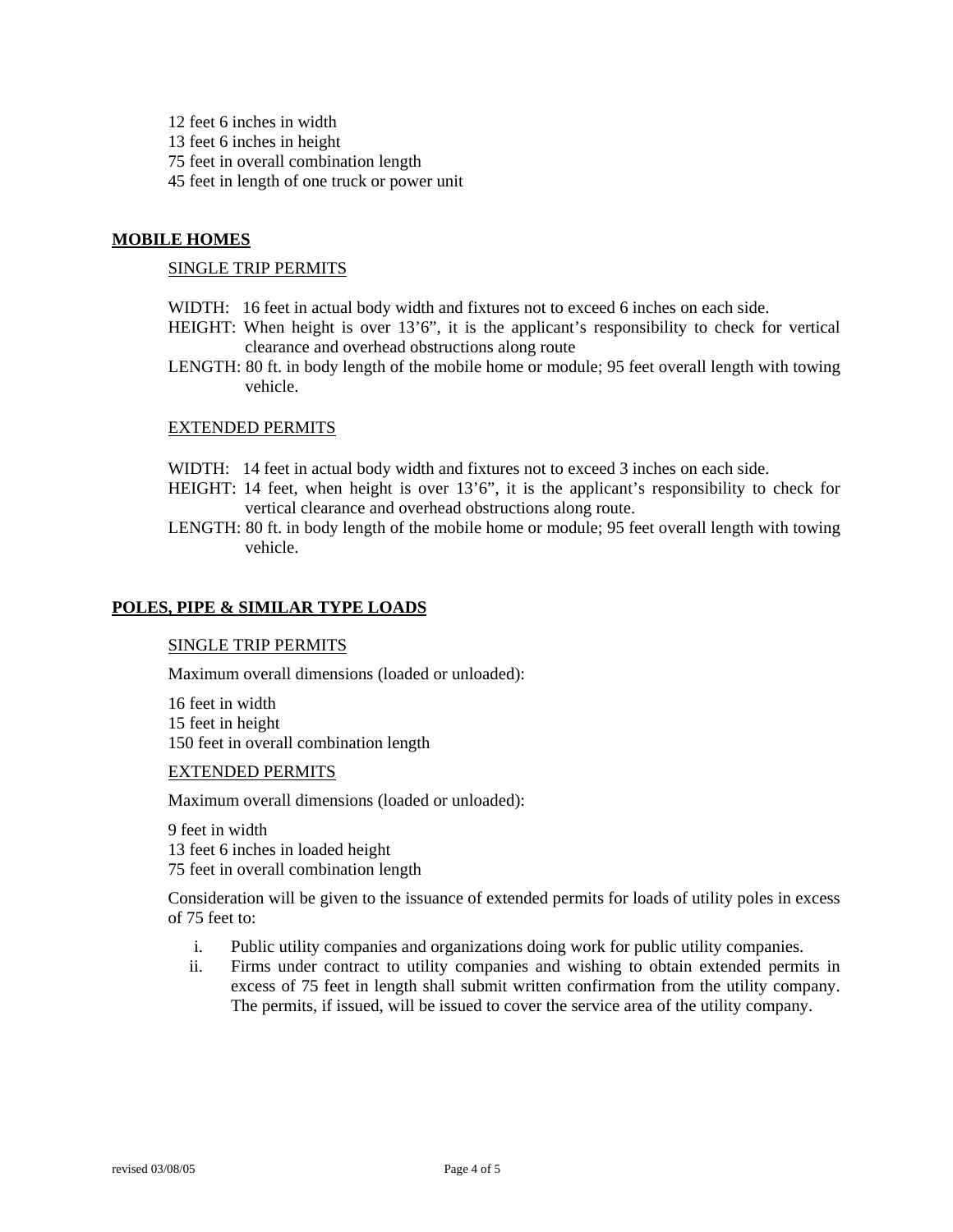12 feet 6 inches in width
13 feet 6 inches in height
75 feet in overall combination length
45 feet in length of one truck or power unit

## MOBILE HOMES

SINGLE TRIP PERMITS

WIDTH: 16 feet in actual body width and fixtures not to exceed 6 inches on each side.

HEIGHT: When height is over 13'6", it is the applicant's responsibility to check for vertical clearance and overhead obstructions along route

LENGTH: 80 ft. in body length of the mobile home or module; 95 feet overall length with towing vehicle.

EXTENDED PERMITS

WIDTH: 14 feet in actual body width and fixtures not to exceed 3 inches on each side.

HEIGHT: 14 feet, when height is over 13'6", it is the applicant's responsibility to check for vertical clearance and overhead obstructions along route.

LENGTH: 80 ft. in body length of the mobile home or module; 95 feet overall length with towing vehicle.

## POLES, PIPE & SIMILAR TYPE LOADS

SINGLE TRIP PERMITS

Maximum overall dimensions (loaded or unloaded):

16 feet in width
15 feet in height
150 feet in overall combination length

EXTENDED PERMITS

Maximum overall dimensions (loaded or unloaded):

9 feet in width
13 feet 6 inches in loaded height
75 feet in overall combination length

Consideration will be given to the issuance of extended permits for loads of utility poles in excess of 75 feet to:

i. Public utility companies and organizations doing work for public utility companies.
ii. Firms under contract to utility companies and wishing to obtain extended permits in excess of 75 feet in length shall submit written confirmation from the utility company. The permits, if issued, will be issued to cover the service area of the utility company.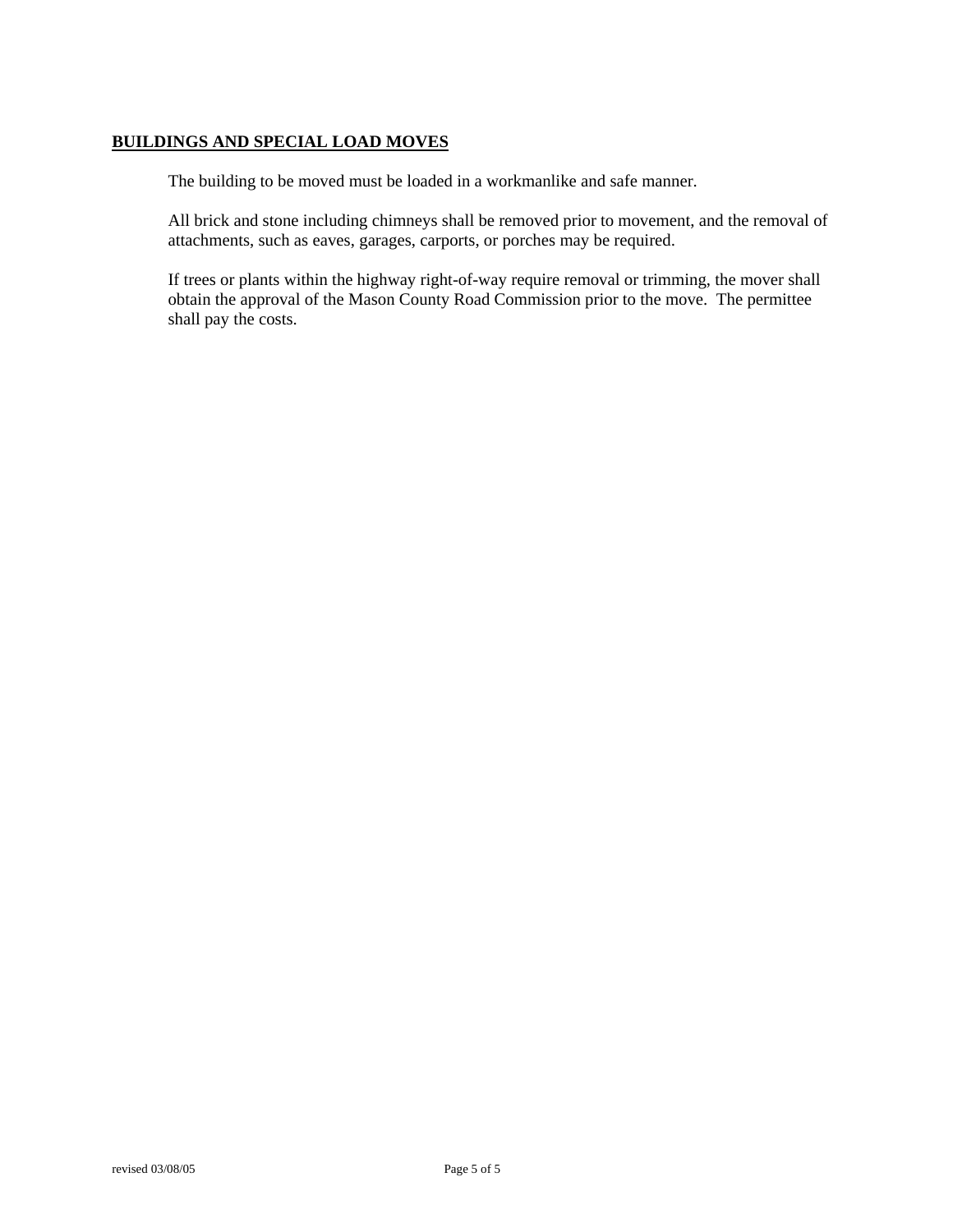**BUILDINGS AND SPECIAL LOAD MOVES**

The building to be moved must be loaded in a workmanlike and safe manner.

All brick and stone including chimneys shall be removed prior to movement, and the removal of attachments, such as eaves, garages, carports, or porches may be required.

If trees or plants within the highway right-of-way require removal or trimming, the mover shall obtain the approval of the Mason County Road Commission prior to the move. The permittee shall pay the costs.